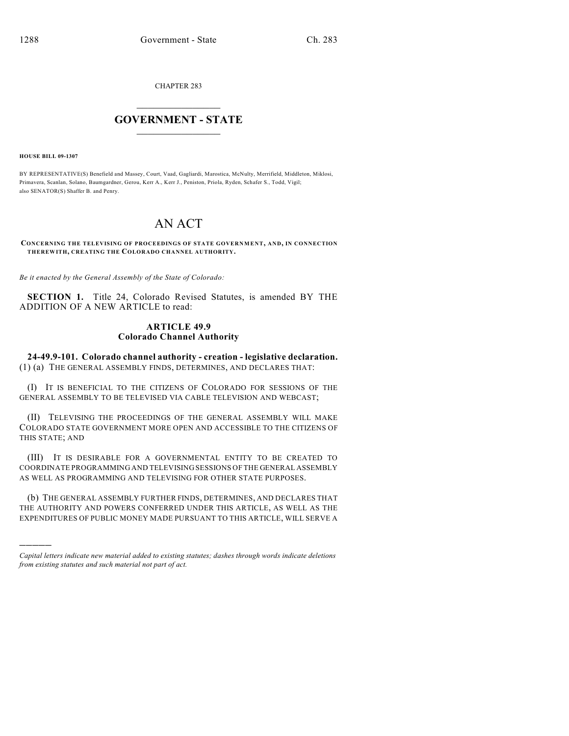CHAPTER 283

# GOVERNMENT - STATE

**HOUSE BILL 09-1307**

BY REPRESENTATIVE(S) Benefield and Massey, Court, Vaad, Gagliardi, Marostica, McNulty, Merrifield, Middleton, Miklosi, Primavera, Scanlan, Solano, Baumgardner, Gerou, Kerr A., Kerr J., Peniston, Priola, Ryden, Schafer S., Todd, Vigil; also SENATOR(S) Shaffer B. and Penry.

# AN ACT

**CONCERNING THE TELEVISING OF PROCEEDINGS OF STATE GOVERNMENT, AND, IN CONNECTION THEREWITH, CREATING THE COLORADO CHANNEL AUTHORITY.**

*Be it enacted by the General Assembly of the State of Colorado:*

**SECTION 1.** Title 24, Colorado Revised Statutes, is amended BY THE ADDITION OF A NEW ARTICLE to read:

### ARTICLE 49.9
### Colorado Channel Authority

**24-49.9-101. Colorado channel authority - creation - legislative declaration.** (1) (a) THE GENERAL ASSEMBLY FINDS, DETERMINES, AND DECLARES THAT:

(I) IT IS BENEFICIAL TO THE CITIZENS OF COLORADO FOR SESSIONS OF THE GENERAL ASSEMBLY TO BE TELEVISED VIA CABLE TELEVISION AND WEBCAST;

(II) TELEVISING THE PROCEEDINGS OF THE GENERAL ASSEMBLY WILL MAKE COLORADO STATE GOVERNMENT MORE OPEN AND ACCESSIBLE TO THE CITIZENS OF THIS STATE; AND

(III) IT IS DESIRABLE FOR A GOVERNMENTAL ENTITY TO BE CREATED TO COORDINATE PROGRAMMING AND TELEVISING SESSIONS OF THE GENERAL ASSEMBLY AS WELL AS PROGRAMMING AND TELEVISING FOR OTHER STATE PURPOSES.

(b) THE GENERAL ASSEMBLY FURTHER FINDS, DETERMINES, AND DECLARES THAT THE AUTHORITY AND POWERS CONFERRED UNDER THIS ARTICLE, AS WELL AS THE EXPENDITURES OF PUBLIC MONEY MADE PURSUANT TO THIS ARTICLE, WILL SERVE A

*Capital letters indicate new material added to existing statutes; dashes through words indicate deletions from existing statutes and such material not part of act.*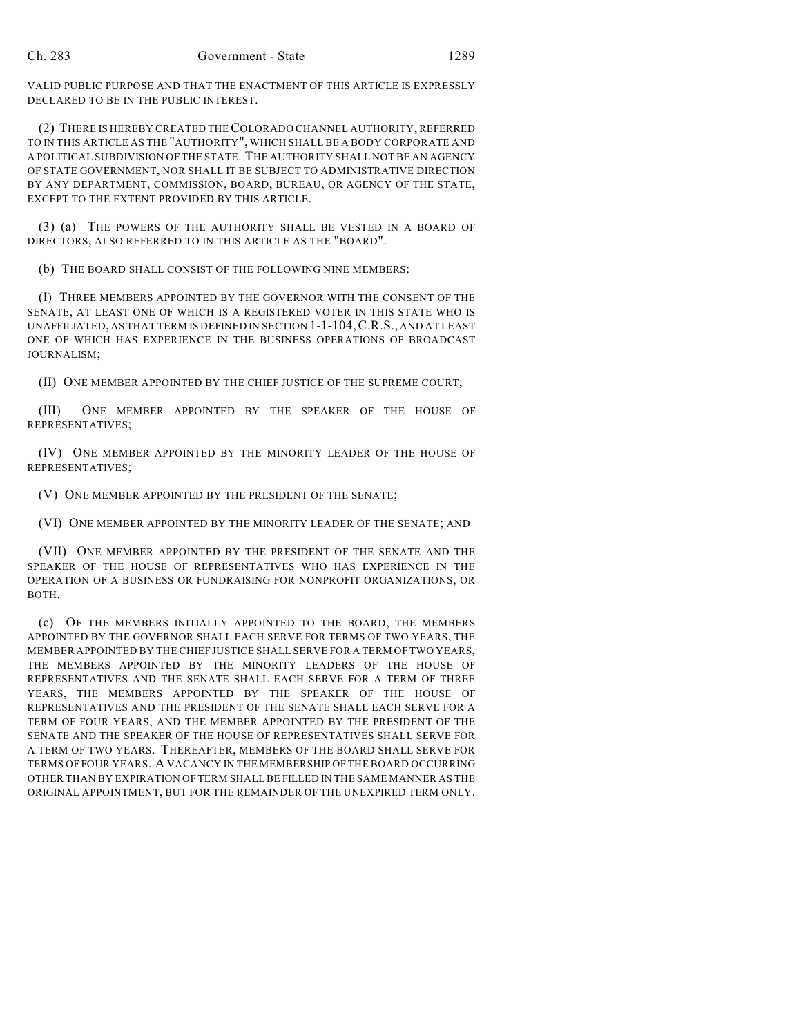VALID PUBLIC PURPOSE AND THAT THE ENACTMENT OF THIS ARTICLE IS EXPRESSLY DECLARED TO BE IN THE PUBLIC INTEREST.

(2) THERE IS HEREBY CREATED THE COLORADO CHANNEL AUTHORITY, REFERRED TO IN THIS ARTICLE AS THE "AUTHORITY", WHICH SHALL BE A BODY CORPORATE AND A POLITICAL SUBDIVISION OF THE STATE. THE AUTHORITY SHALL NOT BE AN AGENCY OF STATE GOVERNMENT, NOR SHALL IT BE SUBJECT TO ADMINISTRATIVE DIRECTION BY ANY DEPARTMENT, COMMISSION, BOARD, BUREAU, OR AGENCY OF THE STATE, EXCEPT TO THE EXTENT PROVIDED BY THIS ARTICLE.

(3) (a) THE POWERS OF THE AUTHORITY SHALL BE VESTED IN A BOARD OF DIRECTORS, ALSO REFERRED TO IN THIS ARTICLE AS THE "BOARD".

(b) THE BOARD SHALL CONSIST OF THE FOLLOWING NINE MEMBERS:

(I) THREE MEMBERS APPOINTED BY THE GOVERNOR WITH THE CONSENT OF THE SENATE, AT LEAST ONE OF WHICH IS A REGISTERED VOTER IN THIS STATE WHO IS UNAFFILIATED, AS THAT TERM IS DEFINED IN SECTION 1-1-104, C.R.S., AND AT LEAST ONE OF WHICH HAS EXPERIENCE IN THE BUSINESS OPERATIONS OF BROADCAST JOURNALISM;

(II) ONE MEMBER APPOINTED BY THE CHIEF JUSTICE OF THE SUPREME COURT;

(III) ONE MEMBER APPOINTED BY THE SPEAKER OF THE HOUSE OF REPRESENTATIVES;

(IV) ONE MEMBER APPOINTED BY THE MINORITY LEADER OF THE HOUSE OF REPRESENTATIVES;

(V) ONE MEMBER APPOINTED BY THE PRESIDENT OF THE SENATE;

(VI) ONE MEMBER APPOINTED BY THE MINORITY LEADER OF THE SENATE; AND

(VII) ONE MEMBER APPOINTED BY THE PRESIDENT OF THE SENATE AND THE SPEAKER OF THE HOUSE OF REPRESENTATIVES WHO HAS EXPERIENCE IN THE OPERATION OF A BUSINESS OR FUNDRAISING FOR NONPROFIT ORGANIZATIONS, OR BOTH.

(c) OF THE MEMBERS INITIALLY APPOINTED TO THE BOARD, THE MEMBERS APPOINTED BY THE GOVERNOR SHALL EACH SERVE FOR TERMS OF TWO YEARS, THE MEMBER APPOINTED BY THE CHIEF JUSTICE SHALL SERVE FOR A TERM OF TWO YEARS, THE MEMBERS APPOINTED BY THE MINORITY LEADERS OF THE HOUSE OF REPRESENTATIVES AND THE SENATE SHALL EACH SERVE FOR A TERM OF THREE YEARS, THE MEMBERS APPOINTED BY THE SPEAKER OF THE HOUSE OF REPRESENTATIVES AND THE PRESIDENT OF THE SENATE SHALL EACH SERVE FOR A TERM OF FOUR YEARS, AND THE MEMBER APPOINTED BY THE PRESIDENT OF THE SENATE AND THE SPEAKER OF THE HOUSE OF REPRESENTATIVES SHALL SERVE FOR A TERM OF TWO YEARS. THEREAFTER, MEMBERS OF THE BOARD SHALL SERVE FOR TERMS OF FOUR YEARS. A VACANCY IN THE MEMBERSHIP OF THE BOARD OCCURRING OTHER THAN BY EXPIRATION OF TERM SHALL BE FILLED IN THE SAME MANNER AS THE ORIGINAL APPOINTMENT, BUT FOR THE REMAINDER OF THE UNEXPIRED TERM ONLY.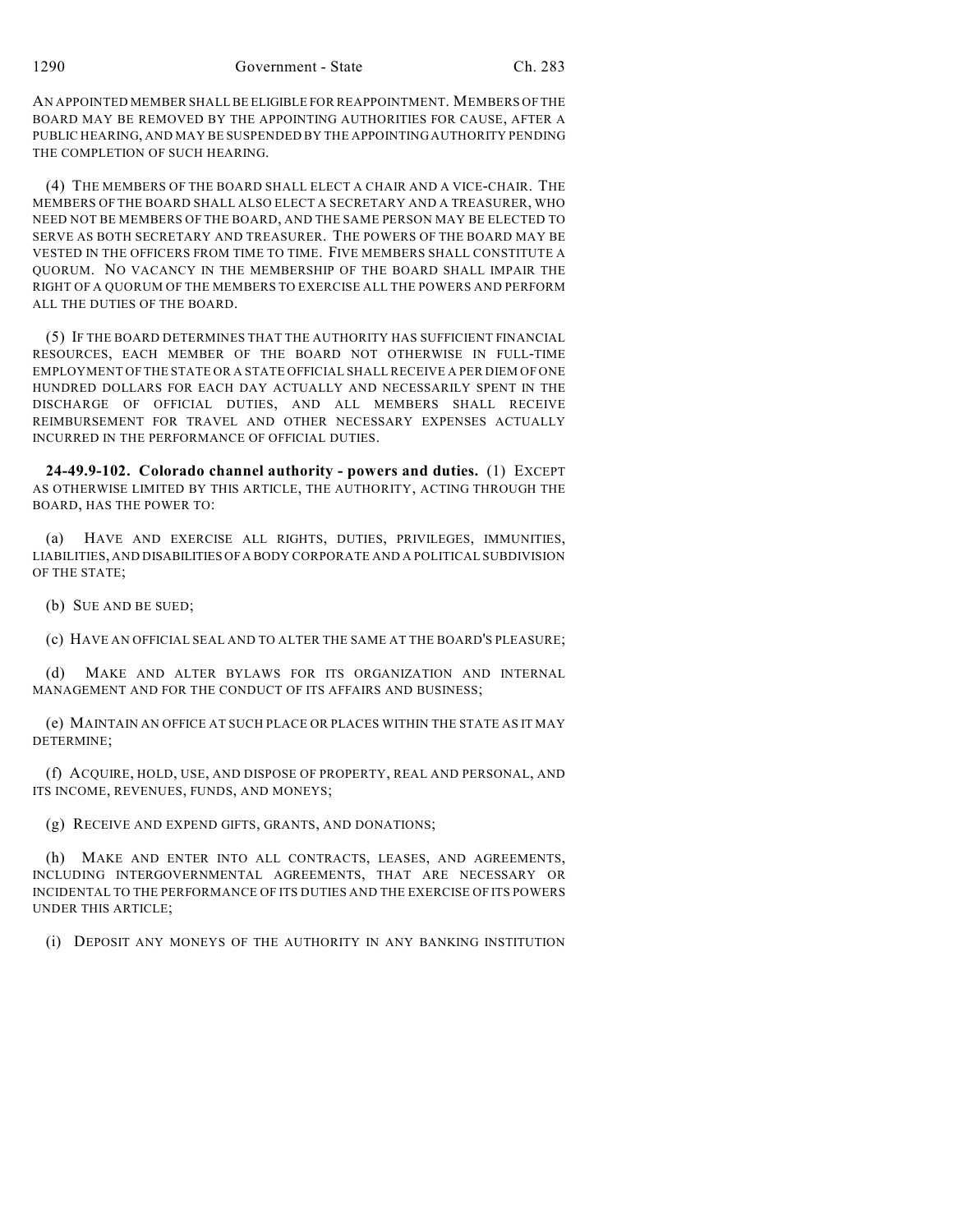AN APPOINTED MEMBER SHALL BE ELIGIBLE FOR REAPPOINTMENT. MEMBERS OF THE BOARD MAY BE REMOVED BY THE APPOINTING AUTHORITIES FOR CAUSE, AFTER A PUBLIC HEARING, AND MAY BE SUSPENDED BY THE APPOINTING AUTHORITY PENDING THE COMPLETION OF SUCH HEARING.

(4) THE MEMBERS OF THE BOARD SHALL ELECT A CHAIR AND A VICE-CHAIR. THE MEMBERS OF THE BOARD SHALL ALSO ELECT A SECRETARY AND A TREASURER, WHO NEED NOT BE MEMBERS OF THE BOARD, AND THE SAME PERSON MAY BE ELECTED TO SERVE AS BOTH SECRETARY AND TREASURER. THE POWERS OF THE BOARD MAY BE VESTED IN THE OFFICERS FROM TIME TO TIME. FIVE MEMBERS SHALL CONSTITUTE A QUORUM. NO VACANCY IN THE MEMBERSHIP OF THE BOARD SHALL IMPAIR THE RIGHT OF A QUORUM OF THE MEMBERS TO EXERCISE ALL THE POWERS AND PERFORM ALL THE DUTIES OF THE BOARD.

(5) IF THE BOARD DETERMINES THAT THE AUTHORITY HAS SUFFICIENT FINANCIAL RESOURCES, EACH MEMBER OF THE BOARD NOT OTHERWISE IN FULL-TIME EMPLOYMENT OF THE STATE OR A STATE OFFICIAL SHALL RECEIVE A PER DIEM OF ONE HUNDRED DOLLARS FOR EACH DAY ACTUALLY AND NECESSARILY SPENT IN THE DISCHARGE OF OFFICIAL DUTIES, AND ALL MEMBERS SHALL RECEIVE REIMBURSEMENT FOR TRAVEL AND OTHER NECESSARY EXPENSES ACTUALLY INCURRED IN THE PERFORMANCE OF OFFICIAL DUTIES.

**24-49.9-102. Colorado channel authority - powers and duties.** (1) EXCEPT AS OTHERWISE LIMITED BY THIS ARTICLE, THE AUTHORITY, ACTING THROUGH THE BOARD, HAS THE POWER TO:

(a) HAVE AND EXERCISE ALL RIGHTS, DUTIES, PRIVILEGES, IMMUNITIES, LIABILITIES, AND DISABILITIES OF A BODY CORPORATE AND A POLITICAL SUBDIVISION OF THE STATE;

(b) SUE AND BE SUED;

(c) HAVE AN OFFICIAL SEAL AND TO ALTER THE SAME AT THE BOARD'S PLEASURE;

(d) MAKE AND ALTER BYLAWS FOR ITS ORGANIZATION AND INTERNAL MANAGEMENT AND FOR THE CONDUCT OF ITS AFFAIRS AND BUSINESS;

(e) MAINTAIN AN OFFICE AT SUCH PLACE OR PLACES WITHIN THE STATE AS IT MAY DETERMINE;

(f) ACQUIRE, HOLD, USE, AND DISPOSE OF PROPERTY, REAL AND PERSONAL, AND ITS INCOME, REVENUES, FUNDS, AND MONEYS;

(g) RECEIVE AND EXPEND GIFTS, GRANTS, AND DONATIONS;

(h) MAKE AND ENTER INTO ALL CONTRACTS, LEASES, AND AGREEMENTS, INCLUDING INTERGOVERNMENTAL AGREEMENTS, THAT ARE NECESSARY OR INCIDENTAL TO THE PERFORMANCE OF ITS DUTIES AND THE EXERCISE OF ITS POWERS UNDER THIS ARTICLE;

(i) DEPOSIT ANY MONEYS OF THE AUTHORITY IN ANY BANKING INSTITUTION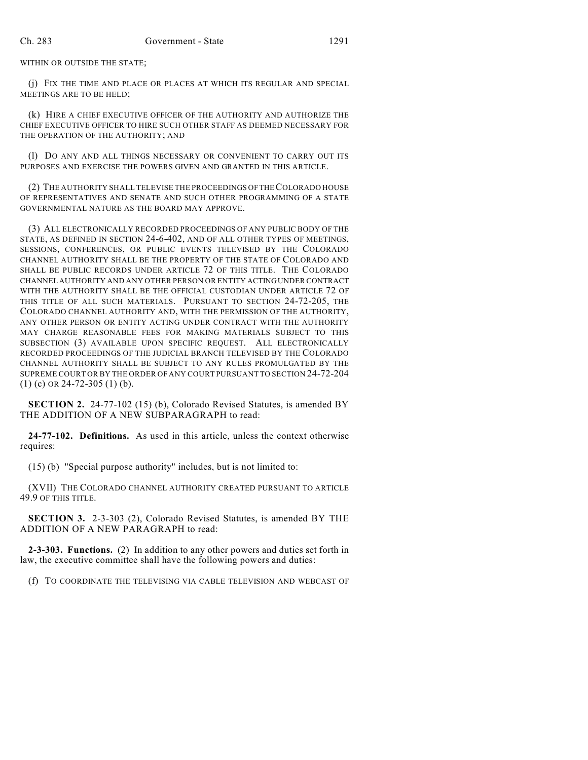WITHIN OR OUTSIDE THE STATE;

(j) FIX THE TIME AND PLACE OR PLACES AT WHICH ITS REGULAR AND SPECIAL MEETINGS ARE TO BE HELD;

(k) HIRE A CHIEF EXECUTIVE OFFICER OF THE AUTHORITY AND AUTHORIZE THE CHIEF EXECUTIVE OFFICER TO HIRE SUCH OTHER STAFF AS DEEMED NECESSARY FOR THE OPERATION OF THE AUTHORITY; AND

(l) DO ANY AND ALL THINGS NECESSARY OR CONVENIENT TO CARRY OUT ITS PURPOSES AND EXERCISE THE POWERS GIVEN AND GRANTED IN THIS ARTICLE.

(2) THE AUTHORITY SHALL TELEVISE THE PROCEEDINGS OF THE COLORADO HOUSE OF REPRESENTATIVES AND SENATE AND SUCH OTHER PROGRAMMING OF A STATE GOVERNMENTAL NATURE AS THE BOARD MAY APPROVE.

(3) ALL ELECTRONICALLY RECORDED PROCEEDINGS OF ANY PUBLIC BODY OF THE STATE, AS DEFINED IN SECTION 24-6-402, AND OF ALL OTHER TYPES OF MEETINGS, SESSIONS, CONFERENCES, OR PUBLIC EVENTS TELEVISED BY THE COLORADO CHANNEL AUTHORITY SHALL BE THE PROPERTY OF THE STATE OF COLORADO AND SHALL BE PUBLIC RECORDS UNDER ARTICLE 72 OF THIS TITLE. THE COLORADO CHANNEL AUTHORITY AND ANY OTHER PERSON OR ENTITY ACTING UNDER CONTRACT WITH THE AUTHORITY SHALL BE THE OFFICIAL CUSTODIAN UNDER ARTICLE 72 OF THIS TITLE OF ALL SUCH MATERIALS. PURSUANT TO SECTION 24-72-205, THE COLORADO CHANNEL AUTHORITY AND, WITH THE PERMISSION OF THE AUTHORITY, ANY OTHER PERSON OR ENTITY ACTING UNDER CONTRACT WITH THE AUTHORITY MAY CHARGE REASONABLE FEES FOR MAKING MATERIALS SUBJECT TO THIS SUBSECTION (3) AVAILABLE UPON SPECIFIC REQUEST. ALL ELECTRONICALLY RECORDED PROCEEDINGS OF THE JUDICIAL BRANCH TELEVISED BY THE COLORADO CHANNEL AUTHORITY SHALL BE SUBJECT TO ANY RULES PROMULGATED BY THE SUPREME COURT OR BY THE ORDER OF ANY COURT PURSUANT TO SECTION 24-72-204 (1) (c) OR 24-72-305 (1) (b).

**SECTION 2.** 24-77-102 (15) (b), Colorado Revised Statutes, is amended BY THE ADDITION OF A NEW SUBPARAGRAPH to read:

**24-77-102. Definitions.** As used in this article, unless the context otherwise requires:

(15) (b) "Special purpose authority" includes, but is not limited to:

(XVII) THE COLORADO CHANNEL AUTHORITY CREATED PURSUANT TO ARTICLE 49.9 OF THIS TITLE.

**SECTION 3.** 2-3-303 (2), Colorado Revised Statutes, is amended BY THE ADDITION OF A NEW PARAGRAPH to read:

**2-3-303. Functions.** (2) In addition to any other powers and duties set forth in law, the executive committee shall have the following powers and duties:

(f) TO COORDINATE THE TELEVISING VIA CABLE TELEVISION AND WEBCAST OF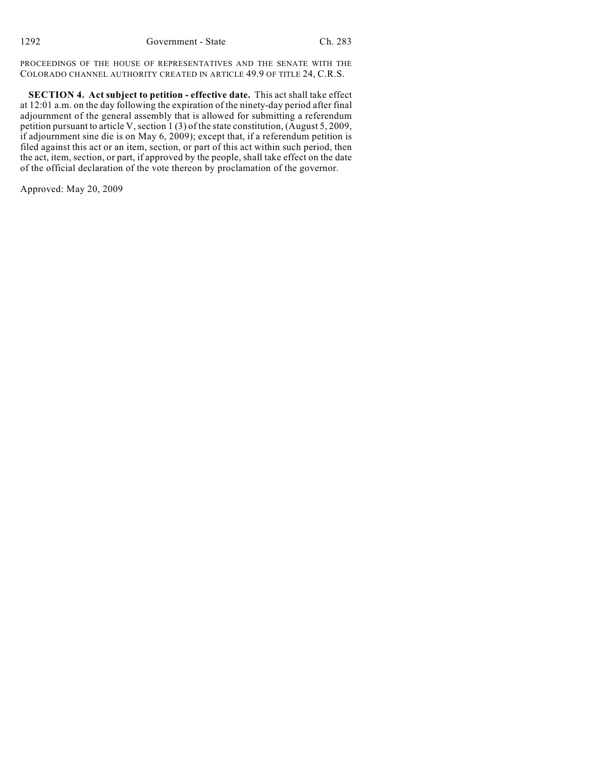PROCEEDINGS OF THE HOUSE OF REPRESENTATIVES AND THE SENATE WITH THE COLORADO CHANNEL AUTHORITY CREATED IN ARTICLE 49.9 OF TITLE 24, C.R.S.

**SECTION 4. Act subject to petition - effective date.** This act shall take effect at 12:01 a.m. on the day following the expiration of the ninety-day period after final adjournment of the general assembly that is allowed for submitting a referendum petition pursuant to article V, section 1 (3) of the state constitution, (August 5, 2009, if adjournment sine die is on May 6, 2009); except that, if a referendum petition is filed against this act or an item, section, or part of this act within such period, then the act, item, section, or part, if approved by the people, shall take effect on the date of the official declaration of the vote thereon by proclamation of the governor.

Approved: May 20, 2009